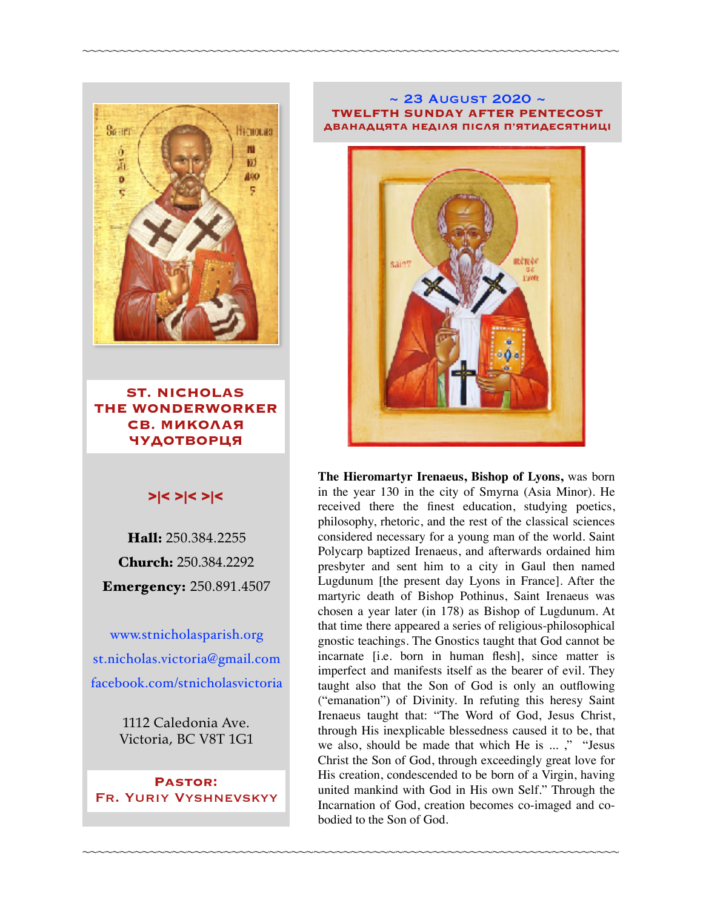## ~ 23 August 2020 ~
### TWELFTH SUNDAY AFTER PENTECOST
### ДВАНАДЦЯТА НЕДІЛЯ ПІСЛЯ П'ЯТИДЕСЯТНИЦІ

**The Hieromartyr Irenaeus, Bishop of Lyons,** was born in the year 130 in the city of Smyrna (Asia Minor). He received there the finest education, studying poetics, philosophy, rhetoric, and the rest of the classical sciences considered necessary for a young man of the world. Saint Polycarp baptized Irenaeus, and afterwards ordained him presbyter and sent him to a city in Gaul then named Lugdunum [the present day Lyons in France]. After the martyric death of Bishop Pothinus, Saint Irenaeus was chosen a year later (in 178) as Bishop of Lugdunum. At that time there appeared a series of religious-philosophical gnostic teachings. The Gnostics taught that God cannot be incarnate [i.e. born in human flesh], since matter is imperfect and manifests itself as the bearer of evil. They taught also that the Son of God is only an outflowing ("emanation") of Divinity. In refuting this heresy Saint Irenaeus taught that: "The Word of God, Jesus Christ, through His inexplicable blessedness caused it to be, that we also, should be made that which He is ... ," "Jesus Christ the Son of God, through exceedingly great love for His creation, condescended to be born of a Virgin, having united mankind with God in His own Self." Through the Incarnation of God, creation becomes co-imaged and co-bodied to the Son of God.

## ST. NICHOLAS THE WONDERWORKER
## СВ. МИКОЛАЯ ЧУДОТВОРЦЯ

>|< >|< >|<

**Hall:** 250.384.2255

**Church:** 250.384.2292

**Emergency:** 250.891.4507

www.stnicholasparish.org

st.nicholas.victoria@gmail.com

facebook.com/stnicholasvictoria

1112 Caledonia Ave.
Victoria, BC V8T 1G1

**Pastor:**
**Fr. Yuriy Vyshnevskyy**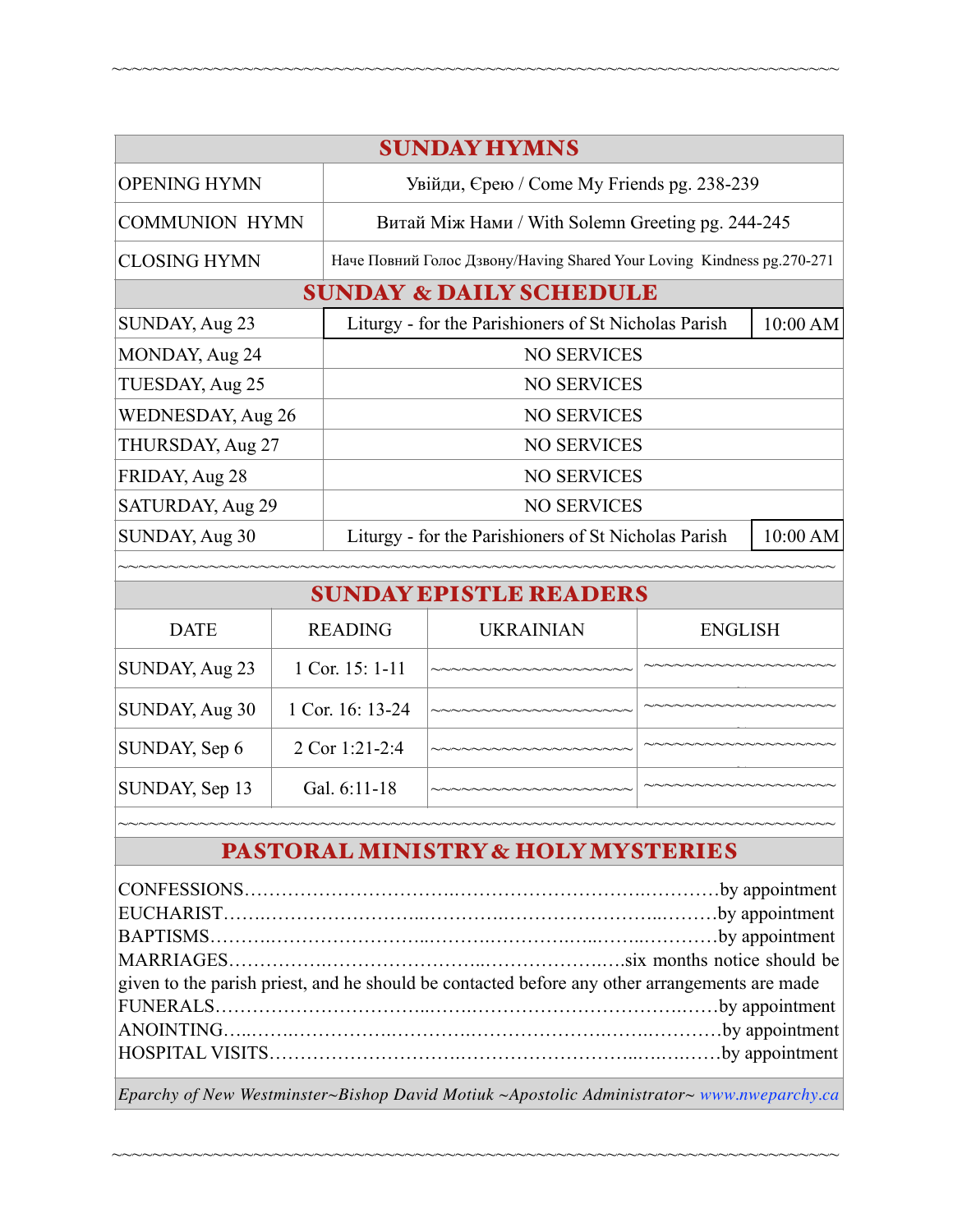## SUNDAY HYMNS

| | |
|---|---|
| OPENING HYMN | Увійди, Єрею / Come My Friends pg. 238-239 |
| COMMUNION HYMN | Витай Між Нами / With Solemn Greeting pg. 244-245 |
| CLOSING HYMN | Наче Повний Голос Дзвону/Having Shared Your Loving Kindness pg.270-271 |

## SUNDAY & DAILY SCHEDULE

| | | |
|---|---|---|
| SUNDAY, Aug 23 | Liturgy - for the Parishioners of St Nicholas Parish | 10:00 AM |
| MONDAY, Aug 24 | NO SERVICES | |
| TUESDAY, Aug 25 | NO SERVICES | |
| WEDNESDAY, Aug 26 | NO SERVICES | |
| THURSDAY, Aug 27 | NO SERVICES | |
| FRIDAY, Aug 28 | NO SERVICES | |
| SATURDAY, Aug 29 | NO SERVICES | |
| SUNDAY, Aug 30 | Liturgy - for the Parishioners of St Nicholas Parish | 10:00 AM |

## SUNDAY EPISTLE READERS

| DATE | READING | UKRAINIAN | ENGLISH |
|---|---|---|---|
| SUNDAY, Aug 23 | 1 Cor. 15: 1-11 | ~~~~~~~~~~~~~~~~~~~~ | ~~~~~~~~~~~~~~~~~~~~ |
| SUNDAY, Aug 30 | 1 Cor. 16: 13-24 | ~~~~~~~~~~~~~~~~~~~~ | ~~~~~~~~~~~~~~~~~~~~ |
| SUNDAY, Sep 6 | 2 Cor 1:21-2:4 | ~~~~~~~~~~~~~~~~~~~~ | ~~~~~~~~~~~~~~~~~~~~ |
| SUNDAY, Sep 13 | Gal. 6:11-18 | ~~~~~~~~~~~~~~~~~~~~ | ~~~~~~~~~~~~~~~~~~~~ |

## PASTORAL MINISTRY & HOLY MYSTERIES

CONFESSIONS……………………………………………………………………by appointment
EUCHARIST……………………………………………………………………by appointment
BAPTISMS……………………………………………………………………by appointment
MARRIAGES……………………………………………………six months notice should be given to the parish priest, and he should be contacted before any other arrangements are made
FUNERALS……………………………………………………………………by appointment
ANOINTING……………………………………………………………………by appointment
HOSPITAL VISITS………………………………………………………………by appointment

*Eparchy of New Westminster~Bishop David Motiuk ~Apostolic Administrator~ www.nweparchy.ca*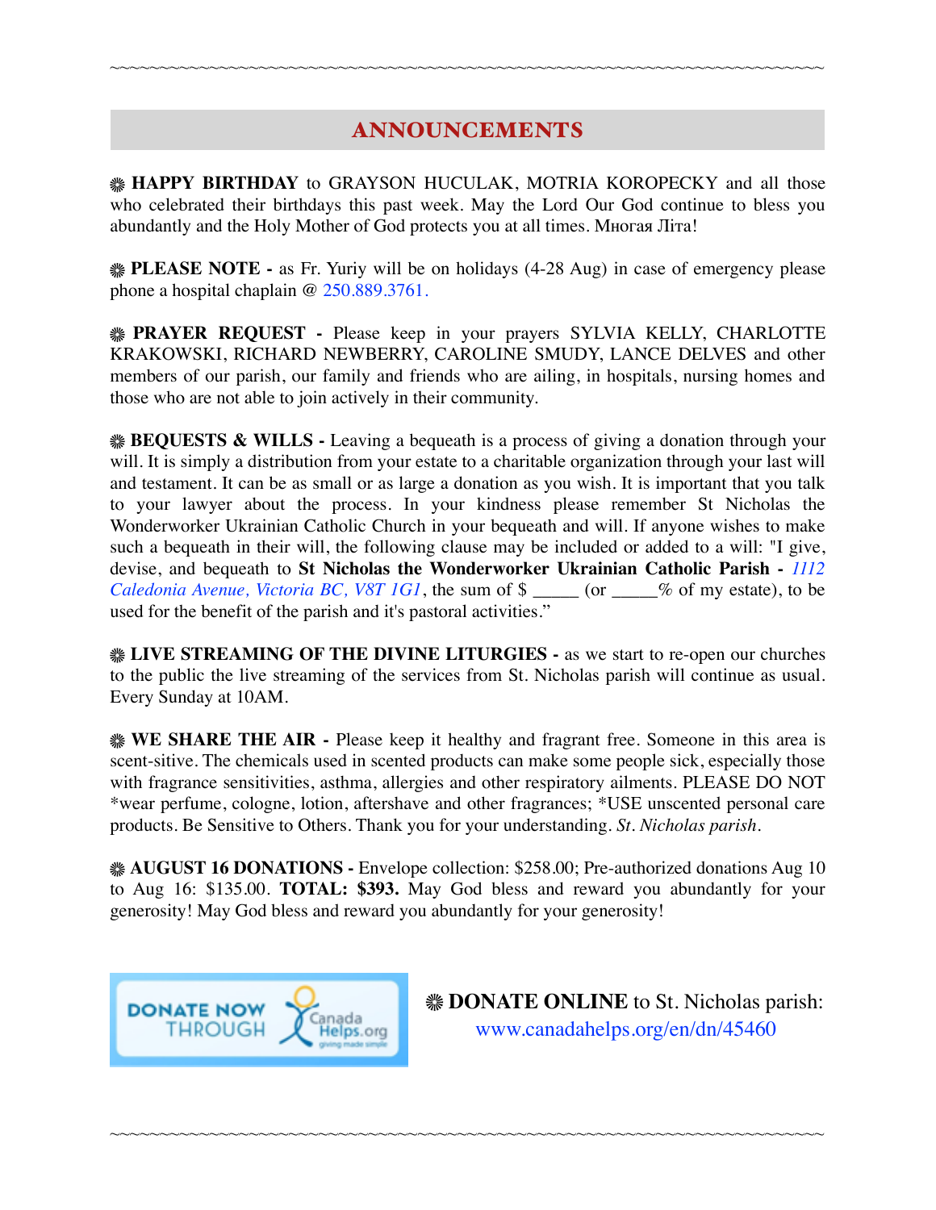## ANNOUNCEMENTS

❋ **HAPPY BIRTHDAY** to GRAYSON HUCULAK, MOTRIA KOROPECKY and all those who celebrated their birthdays this past week. May the Lord Our God continue to bless you abundantly and the Holy Mother of God protects you at all times. Многая Літа!

❋ **PLEASE NOTE -** as Fr. Yuriy will be on holidays (4-28 Aug) in case of emergency please phone a hospital chaplain @ 250.889.3761.

❋ **PRAYER REQUEST -** Please keep in your prayers SYLVIA KELLY, CHARLOTTE KRAKOWSKI, RICHARD NEWBERRY, CAROLINE SMUDY, LANCE DELVES and other members of our parish, our family and friends who are ailing, in hospitals, nursing homes and those who are not able to join actively in their community.

❋ **BEQUESTS & WILLS -** Leaving a bequeath is a process of giving a donation through your will. It is simply a distribution from your estate to a charitable organization through your last will and testament. It can be as small or as large a donation as you wish. It is important that you talk to your lawyer about the process. In your kindness please remember St Nicholas the Wonderworker Ukrainian Catholic Church in your bequeath and will. If anyone wishes to make such a bequeath in their will, the following clause may be included or added to a will: "I give, devise, and bequeath to **St Nicholas the Wonderworker Ukrainian Catholic Parish -** *1112 Caledonia Avenue, Victoria BC, V8T 1G1*, the sum of $ _____ (or _____% of my estate), to be used for the benefit of the parish and it's pastoral activities."

❋ **LIVE STREAMING OF THE DIVINE LITURGIES -** as we start to re-open our churches to the public the live streaming of the services from St. Nicholas parish will continue as usual. Every Sunday at 10AM.

❋ **WE SHARE THE AIR -** Please keep it healthy and fragrant free. Someone in this area is scent-sitive. The chemicals used in scented products can make some people sick, especially those with fragrance sensitivities, asthma, allergies and other respiratory ailments. PLEASE DO NOT *wear perfume, cologne, lotion, aftershave and other fragrances; *USE unscented personal care products. Be Sensitive to Others. Thank you for your understanding. *St. Nicholas parish.*

❋ **AUGUST 16 DONATIONS -** Envelope collection: $258.00; Pre-authorized donations Aug 10 to Aug 16: $135.00. **TOTAL: $393.** May God bless and reward you abundantly for your generosity! May God bless and reward you abundantly for your generosity!

DONATE NOW THROUGH Canada Helps.org

❋ **DONATE ONLINE** to St. Nicholas parish: www.canadahelps.org/en/dn/45460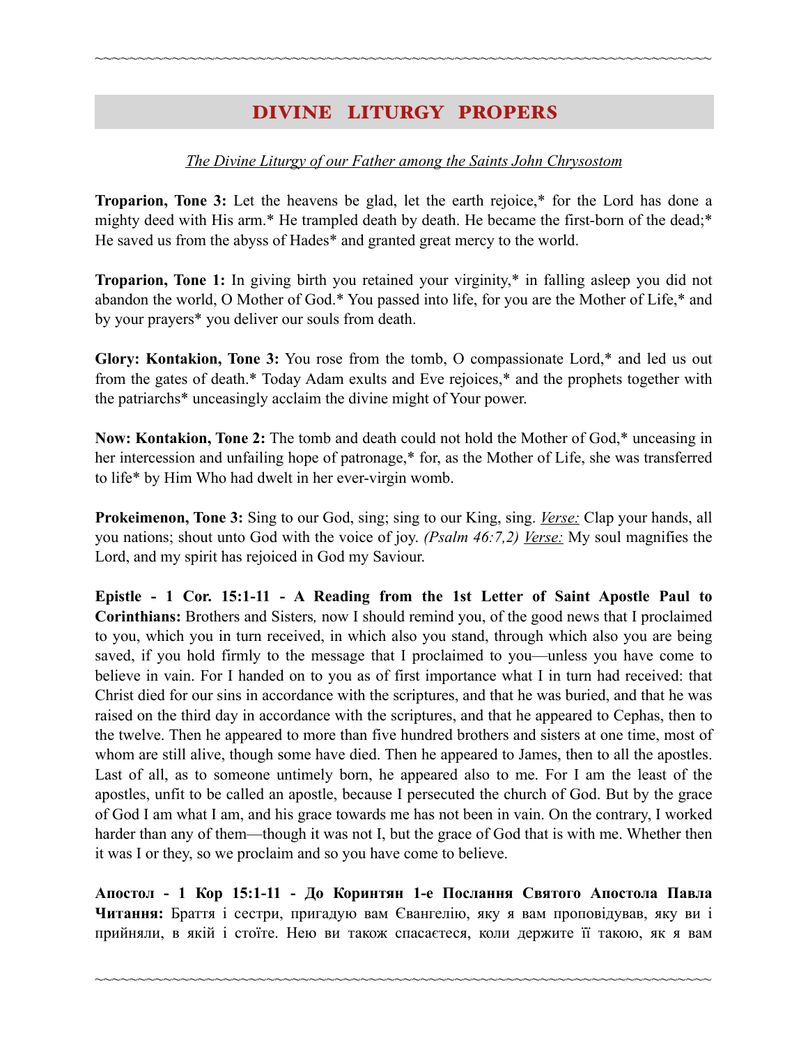## DIVINE LITURGY PROPERS

*The Divine Liturgy of our Father among the Saints John Chrysostom*

**Troparion, Tone 3:** Let the heavens be glad, let the earth rejoice,* for the Lord has done a mighty deed with His arm.* He trampled death by death. He became the first-born of the dead;* He saved us from the abyss of Hades* and granted great mercy to the world.

**Troparion, Tone 1:** In giving birth you retained your virginity,* in falling asleep you did not abandon the world, O Mother of God.* You passed into life, for you are the Mother of Life,* and by your prayers* you deliver our souls from death.

**Glory: Kontakion, Tone 3:** You rose from the tomb, O compassionate Lord,* and led us out from the gates of death.* Today Adam exults and Eve rejoices,* and the prophets together with the patriarchs* unceasingly acclaim the divine might of Your power.

**Now: Kontakion, Tone 2:** The tomb and death could not hold the Mother of God,* unceasing in her intercession and unfailing hope of patronage,* for, as the Mother of Life, she was transferred to life* by Him Who had dwelt in her ever-virgin womb.

**Prokeimenon, Tone 3:** Sing to our God, sing; sing to our King, sing. *Verse:* Clap your hands, all you nations; shout unto God with the voice of joy. *(Psalm 46:7,2)* *Verse:* My soul magnifies the Lord, and my spirit has rejoiced in God my Saviour.

**Epistle - 1 Cor. 15:1-11 - A Reading from the 1st Letter of Saint Apostle Paul to Corinthians:** Brothers and Sisters*,* now I should remind you, of the good news that I proclaimed to you, which you in turn received, in which also you stand, through which also you are being saved, if you hold firmly to the message that I proclaimed to you—unless you have come to believe in vain. For I handed on to you as of first importance what I in turn had received: that Christ died for our sins in accordance with the scriptures, and that he was buried, and that he was raised on the third day in accordance with the scriptures, and that he appeared to Cephas, then to the twelve. Then he appeared to more than five hundred brothers and sisters at one time, most of whom are still alive, though some have died. Then he appeared to James, then to all the apostles. Last of all, as to someone untimely born, he appeared also to me. For I am the least of the apostles, unfit to be called an apostle, because I persecuted the church of God. But by the grace of God I am what I am, and his grace towards me has not been in vain. On the contrary, I worked harder than any of them—though it was not I, but the grace of God that is with me. Whether then it was I or they, so we proclaim and so you have come to believe.

**Апостол - 1 Кор 15:1-11 - До Коринтян 1-е Послання Святого Апостола Павла Читання:** Браття і сестри, пригадую вам Євангелію, яку я вам проповідував, яку ви і прийняли, в якій і стоїте. Нею ви також спасаєтеся, коли держите її такою, як я вам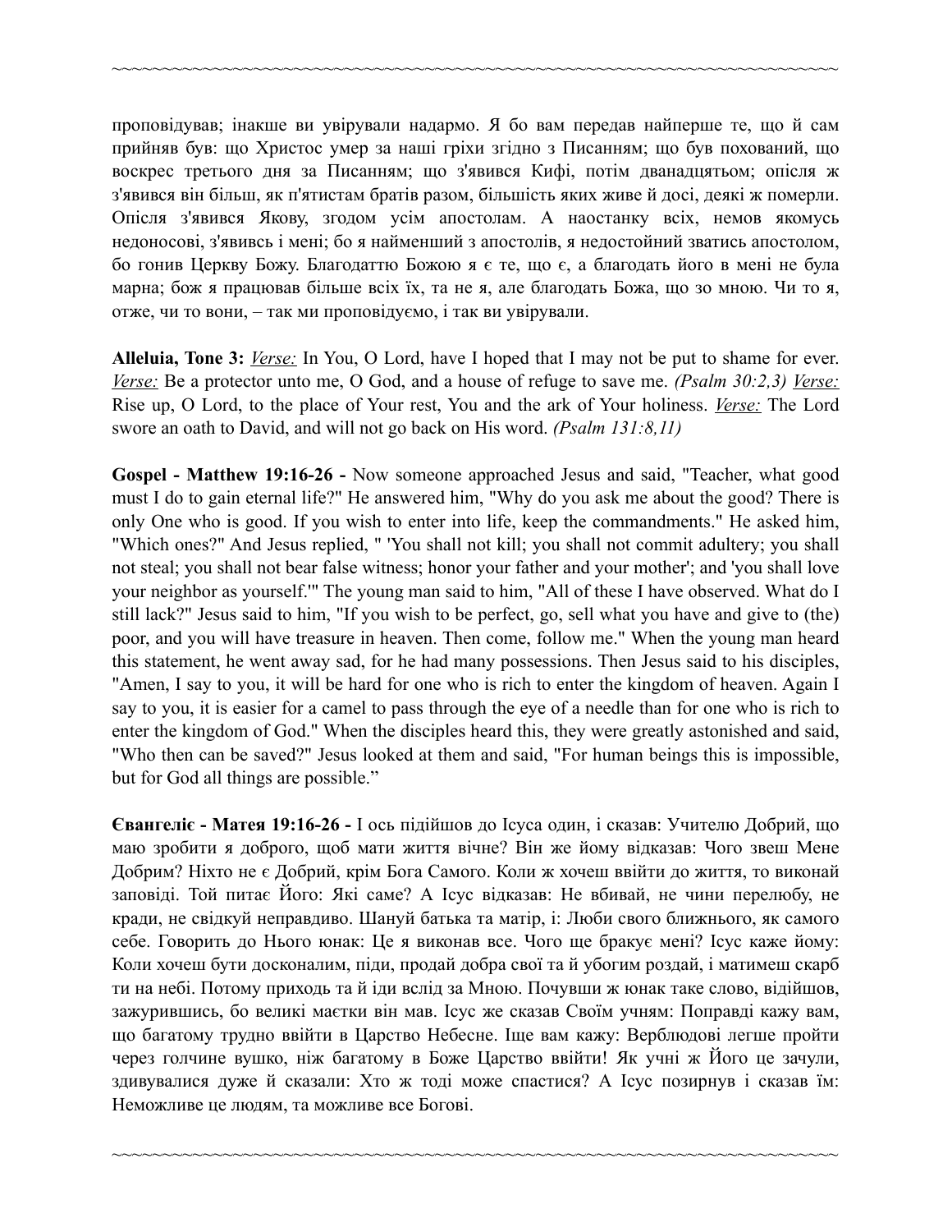~~~~~~~~~~~~~~~~~~~~~~~~~~~~~~~~~~~~~~~~~~~~~~~~~~~~~~~~~~~~~~~~~~~~

проповідував; інакше ви увірували надармо. Я бо вам передав найперше те, що й сам прийняв був: що Христос умер за наші гріхи згідно з Писанням; що був похований, що воскрес третього дня за Писанням; що з'явився Кифі, потім дванадцятьом; опісля ж з'явився він більш, як п'ятистам братів разом, більшість яких живе й досі, деякі ж померли. Опісля з'явився Якову, згодом усім апостолам. А наостанку всіх, немов якомусь недоносові, з'явивсь і мені; бо я найменший з апостолів, я недостойний зватись апостолом, бо гонив Церкву Божу. Благодаттю Божою я є те, що є, а благодать його в мені не була марна; бож я працював більше всіх їх, та не я, але благодать Божа, що зо мною. Чи то я, отже, чи то вони, – так ми проповідуємо, і так ви увірували.

**Alleluia, Tone 3:** _Verse:_ In You, O Lord, have I hoped that I may not be put to shame for ever. _Verse:_ Be a protector unto me, O God, and a house of refuge to save me. *(Psalm 30:2,3)* _Verse:_ Rise up, O Lord, to the place of Your rest, You and the ark of Your holiness. _Verse:_ The Lord swore an oath to David, and will not go back on His word. *(Psalm 131:8,11)*

**Gospel - Matthew 19:16-26 -** Now someone approached Jesus and said, "Teacher, what good must I do to gain eternal life?" He answered him, "Why do you ask me about the good? There is only One who is good. If you wish to enter into life, keep the commandments." He asked him, "Which ones?" And Jesus replied, " 'You shall not kill; you shall not commit adultery; you shall not steal; you shall not bear false witness; honor your father and your mother'; and 'you shall love your neighbor as yourself.'" The young man said to him, "All of these I have observed. What do I still lack?" Jesus said to him, "If you wish to be perfect, go, sell what you have and give to (the) poor, and you will have treasure in heaven. Then come, follow me." When the young man heard this statement, he went away sad, for he had many possessions. Then Jesus said to his disciples, "Amen, I say to you, it will be hard for one who is rich to enter the kingdom of heaven. Again I say to you, it is easier for a camel to pass through the eye of a needle than for one who is rich to enter the kingdom of God." When the disciples heard this, they were greatly astonished and said, "Who then can be saved?" Jesus looked at them and said, "For human beings this is impossible, but for God all things are possible."

**Євангеліє - Матея 19:16-26 -** І ось підійшов до Ісуса один, і сказав: Учителю Добрий, що маю зробити я доброго, щоб мати життя вічне? Він же йому відказав: Чого звеш Мене Добрим? Ніхто не є Добрий, крім Бога Самого. Коли ж хочеш ввійти до життя, то виконай заповіді. Той питає Його: Які саме? А Ісус відказав: Не вбивай, не чини перелюбу, не кради, не свідкуй неправдиво. Шануй батька та матір, і: Люби свого ближнього, як самого себе. Говорить до Нього юнак: Це я виконав все. Чого ще бракує мені? Ісус каже йому: Коли хочеш бути досконалим, піди, продай добра свої та й убогим роздай, і матимеш скарб ти на небі. Потому приходь та й іди вслід за Мною. Почувши ж юнак таке слово, відійшов, зажурившись, бо великі маєтки він мав. Ісус же сказав Своїм учням: Поправді кажу вам, що багатому трудно ввійти в Царство Небесне. Іще вам кажу: Верблюдові легше пройти через голчине вушко, ніж багатому в Боже Царство ввійти! Як учні ж Його це зачули, здивувалися дуже й сказали: Хто ж тоді може спастися? А Ісус позирнув і сказав їм: Неможливе це людям, та можливе все Богові.

~~~~~~~~~~~~~~~~~~~~~~~~~~~~~~~~~~~~~~~~~~~~~~~~~~~~~~~~~~~~~~~~~~~~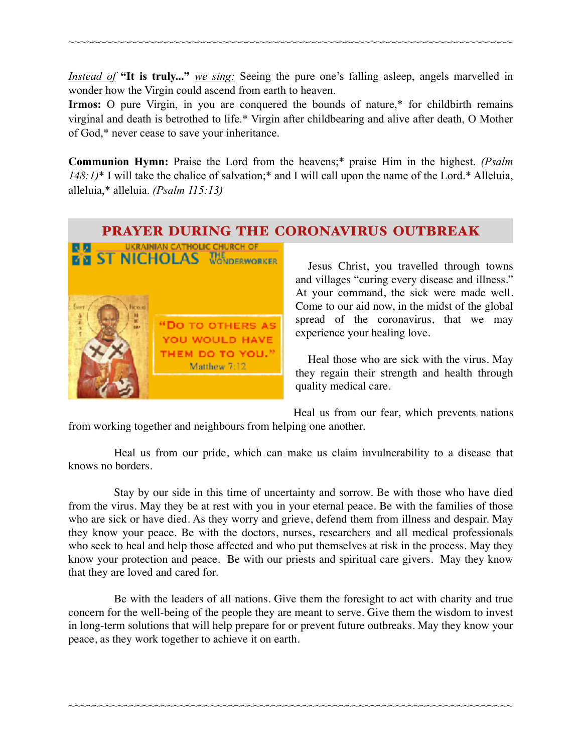*Instead of* **"It is truly..."** *we sing:* Seeing the pure one's falling asleep, angels marvelled in wonder how the Virgin could ascend from earth to heaven.

**Irmos:** O pure Virgin, in you are conquered the bounds of nature,* for childbirth remains virginal and death is betrothed to life.* Virgin after childbearing and alive after death, O Mother of God,* never cease to save your inheritance.

**Communion Hymn:** Praise the Lord from the heavens;* praise Him in the highest. *(Psalm 148:1)** I will take the chalice of salvation;* and I will call upon the name of the Lord.* Alleluia, alleluia,* alleluia. *(Psalm 115:13)*

## PRAYER DURING THE CORONAVIRUS OUTBREAK

UKRAINIAN CATHOLIC CHURCH OF ST NICHOLAS THE WONDERWORKER

"Do to others as you would have them do to you." Matthew 7:12

Jesus Christ, you travelled through towns and villages "curing every disease and illness." At your command, the sick were made well. Come to our aid now, in the midst of the global spread of the coronavirus, that we may experience your healing love.

Heal those who are sick with the virus. May they regain their strength and health through quality medical care.

Heal us from our fear, which prevents nations from working together and neighbours from helping one another.

Heal us from our pride, which can make us claim invulnerability to a disease that knows no borders.

Stay by our side in this time of uncertainty and sorrow. Be with those who have died from the virus. May they be at rest with you in your eternal peace. Be with the families of those who are sick or have died. As they worry and grieve, defend them from illness and despair. May they know your peace. Be with the doctors, nurses, researchers and all medical professionals who seek to heal and help those affected and who put themselves at risk in the process. May they know your protection and peace. Be with our priests and spiritual care givers. May they know that they are loved and cared for.

Be with the leaders of all nations. Give them the foresight to act with charity and true concern for the well-being of the people they are meant to serve. Give them the wisdom to invest in long-term solutions that will help prepare for or prevent future outbreaks. May they know your peace, as they work together to achieve it on earth.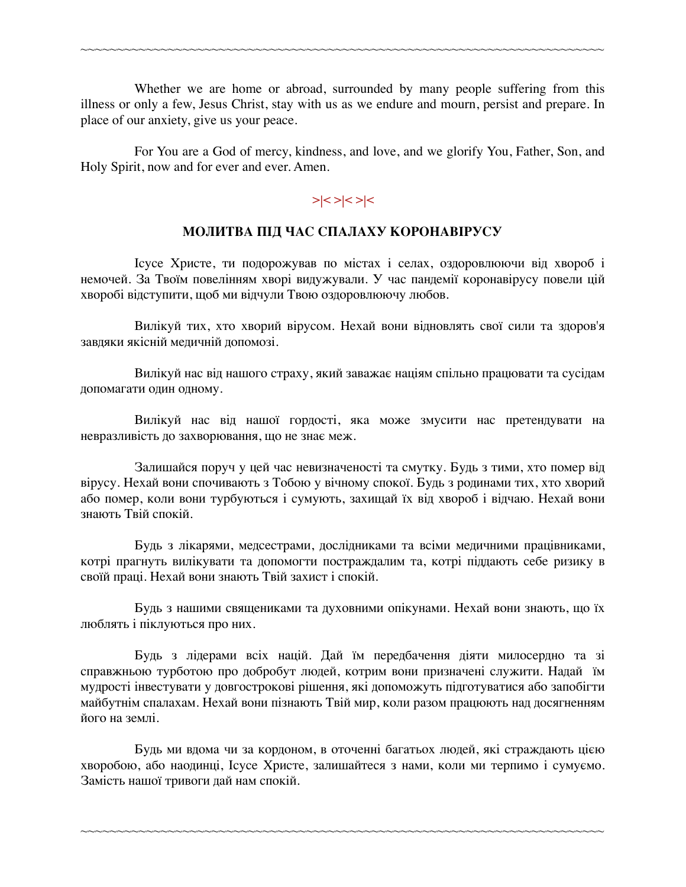Whether we are home or abroad, surrounded by many people suffering from this illness or only a few, Jesus Christ, stay with us as we endure and mourn, persist and prepare. In place of our anxiety, give us your peace.

For You are a God of mercy, kindness, and love, and we glorify You, Father, Son, and Holy Spirit, now and for ever and ever. Amen.

>|< >|< >|<

## МОЛИТВА ПІД ЧАС СПАЛАХУ КОРОНАВІРУСУ

Ісусе Христе, ти подорожував по містах і селах, оздоровлюючи від хвороб і немочей. За Твоїм повелінням хворі видужували. У час пандемії коронавірусу повели цій хворобі відступити, щоб ми відчули Твою оздоровлюючу любов.

Вилікуй тих, хто хворий вірусом. Нехай вони відновлять свої сили та здоров'я завдяки якісній медичній допомозі.

Вилікуй нас від нашого страху, який заважає націям спільно працювати та сусідам допомагати один одному.

Вилікуй нас від нашої гордості, яка може змусити нас претендувати на невразливість до захворювання, що не знає меж.

Залишайся поруч у цей час невизначеності та смутку. Будь з тими, хто помер від вірусу. Нехай вони спочивають з Тобою у вічному спокої. Будь з родинами тих, хто хворий або помер, коли вони турбуються і сумують, захищай їх від хвороб і відчаю. Нехай вони знають Твій спокій.

Будь з лікарями, медсестрами, дослідниками та всіми медичними працівниками, котрі прагнуть вилікувати та допомогти постраждалим та, котрі піддають себе ризику в своїй праці. Нехай вони знають Твій захист і спокій.

Будь з нашими священиками та духовними опікунами. Нехай вони знають, що їх люблять і піклуються про них.

Будь з лідерами всіх націй. Дай їм передбачення діяти милосердно та зі справжньою турботою про добробут людей, котрим вони призначені служити. Надай їм мудрості інвестувати у довгострокові рішення, які допоможуть підготуватися або запобігти майбутнім спалахам. Нехай вони пізнають Твій мир, коли разом працюють над досягненням його на землі.

Будь ми вдома чи за кордоном, в оточенні багатьох людей, які страждають цією хворобою, або наодинці, Ісусе Христе, залишайтеся з нами, коли ми терпимо і сумуємо. Замість нашої тривоги дай нам спокій.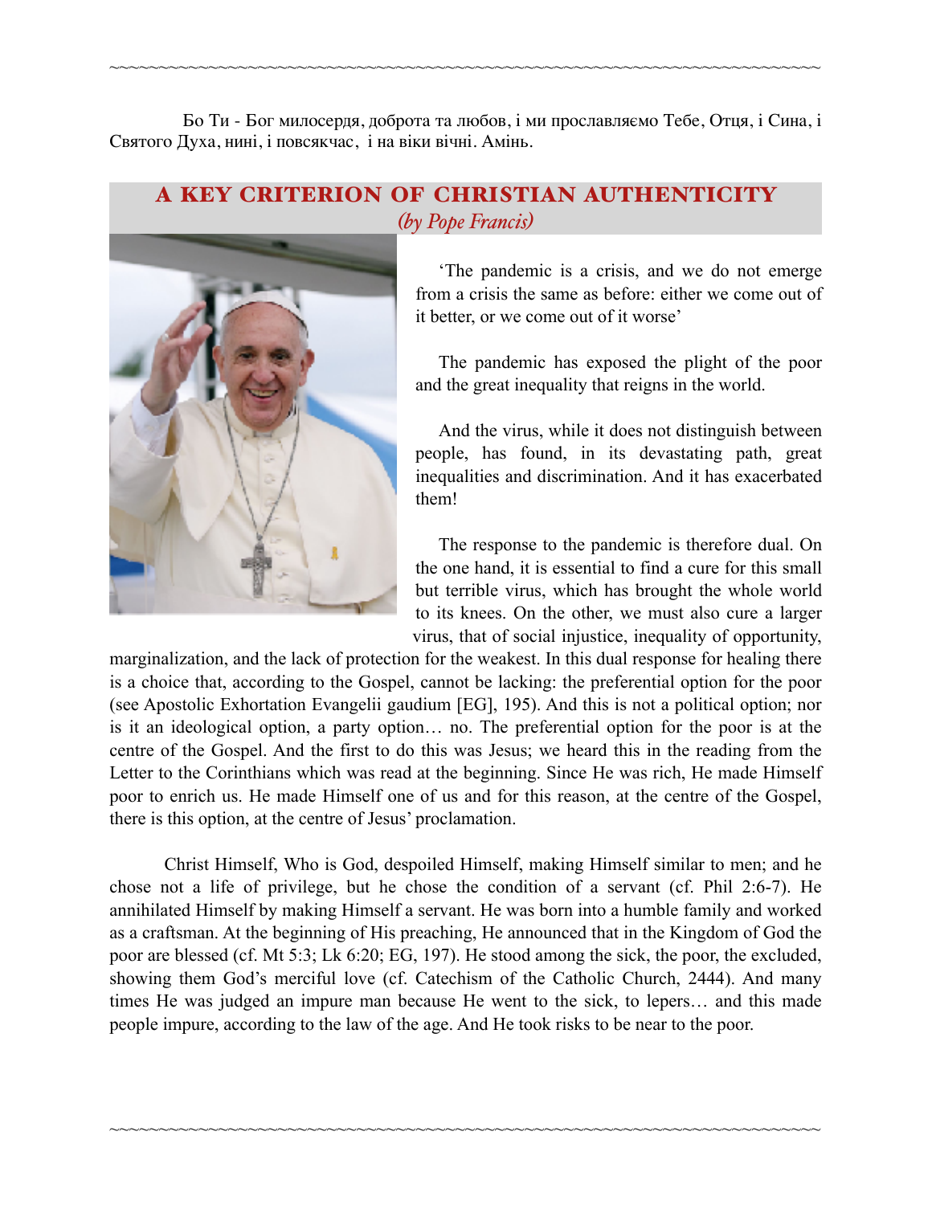Бо Ти - Бог милосердя, доброта та любов, і ми прославляємо Тебе, Отця, і Сина, і Святого Духа, нині, і повсякчас, і на віки вічні. Амінь.

## A KEY CRITERION OF CHRISTIAN AUTHENTICITY

*(by Pope Francis)*

'The pandemic is a crisis, and we do not emerge from a crisis the same as before: either we come out of it better, or we come out of it worse'

The pandemic has exposed the plight of the poor and the great inequality that reigns in the world.

And the virus, while it does not distinguish between people, has found, in its devastating path, great inequalities and discrimination. And it has exacerbated them!

The response to the pandemic is therefore dual. On the one hand, it is essential to find a cure for this small but terrible virus, which has brought the whole world to its knees. On the other, we must also cure a larger virus, that of social injustice, inequality of opportunity, marginalization, and the lack of protection for the weakest. In this dual response for healing there is a choice that, according to the Gospel, cannot be lacking: the preferential option for the poor (see Apostolic Exhortation Evangelii gaudium [EG], 195). And this is not a political option; nor is it an ideological option, a party option… no. The preferential option for the poor is at the centre of the Gospel. And the first to do this was Jesus; we heard this in the reading from the Letter to the Corinthians which was read at the beginning. Since He was rich, He made Himself poor to enrich us. He made Himself one of us and for this reason, at the centre of the Gospel, there is this option, at the centre of Jesus' proclamation.

Christ Himself, Who is God, despoiled Himself, making Himself similar to men; and he chose not a life of privilege, but he chose the condition of a servant (cf. Phil 2:6-7). He annihilated Himself by making Himself a servant. He was born into a humble family and worked as a craftsman. At the beginning of His preaching, He announced that in the Kingdom of God the poor are blessed (cf. Mt 5:3; Lk 6:20; EG, 197). He stood among the sick, the poor, the excluded, showing them God's merciful love (cf. Catechism of the Catholic Church, 2444). And many times He was judged an impure man because He went to the sick, to lepers… and this made people impure, according to the law of the age. And He took risks to be near to the poor.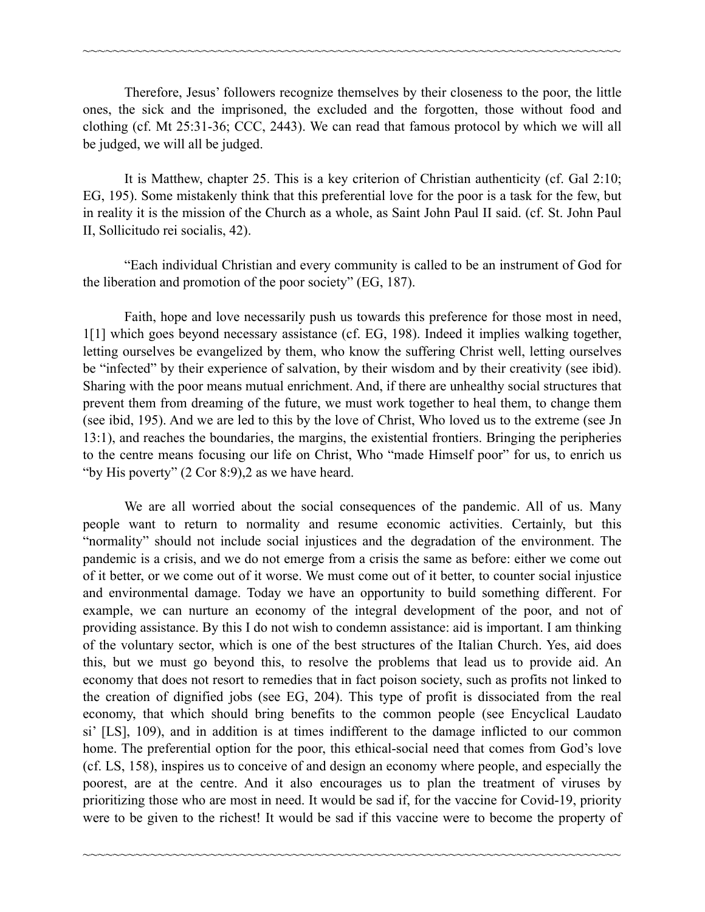Therefore, Jesus' followers recognize themselves by their closeness to the poor, the little ones, the sick and the imprisoned, the excluded and the forgotten, those without food and clothing (cf. Mt 25:31-36; CCC, 2443). We can read that famous protocol by which we will all be judged, we will all be judged.

It is Matthew, chapter 25. This is a key criterion of Christian authenticity (cf. Gal 2:10; EG, 195). Some mistakenly think that this preferential love for the poor is a task for the few, but in reality it is the mission of the Church as a whole, as Saint John Paul II said. (cf. St. John Paul II, Sollicitudo rei socialis, 42).

"Each individual Christian and every community is called to be an instrument of God for the liberation and promotion of the poor society" (EG, 187).

Faith, hope and love necessarily push us towards this preference for those most in need, 1[1] which goes beyond necessary assistance (cf. EG, 198). Indeed it implies walking together, letting ourselves be evangelized by them, who know the suffering Christ well, letting ourselves be "infected" by their experience of salvation, by their wisdom and by their creativity (see ibid). Sharing with the poor means mutual enrichment. And, if there are unhealthy social structures that prevent them from dreaming of the future, we must work together to heal them, to change them (see ibid, 195). And we are led to this by the love of Christ, Who loved us to the extreme (see Jn 13:1), and reaches the boundaries, the margins, the existential frontiers. Bringing the peripheries to the centre means focusing our life on Christ, Who "made Himself poor" for us, to enrich us "by His poverty" (2 Cor 8:9),2 as we have heard.

We are all worried about the social consequences of the pandemic. All of us. Many people want to return to normality and resume economic activities. Certainly, but this "normality" should not include social injustices and the degradation of the environment. The pandemic is a crisis, and we do not emerge from a crisis the same as before: either we come out of it better, or we come out of it worse. We must come out of it better, to counter social injustice and environmental damage. Today we have an opportunity to build something different. For example, we can nurture an economy of the integral development of the poor, and not of providing assistance. By this I do not wish to condemn assistance: aid is important. I am thinking of the voluntary sector, which is one of the best structures of the Italian Church. Yes, aid does this, but we must go beyond this, to resolve the problems that lead us to provide aid. An economy that does not resort to remedies that in fact poison society, such as profits not linked to the creation of dignified jobs (see EG, 204). This type of profit is dissociated from the real economy, that which should bring benefits to the common people (see Encyclical Laudato si' [LS], 109), and in addition is at times indifferent to the damage inflicted to our common home. The preferential option for the poor, this ethical-social need that comes from God's love (cf. LS, 158), inspires us to conceive of and design an economy where people, and especially the poorest, are at the centre. And it also encourages us to plan the treatment of viruses by prioritizing those who are most in need. It would be sad if, for the vaccine for Covid-19, priority were to be given to the richest! It would be sad if this vaccine were to become the property of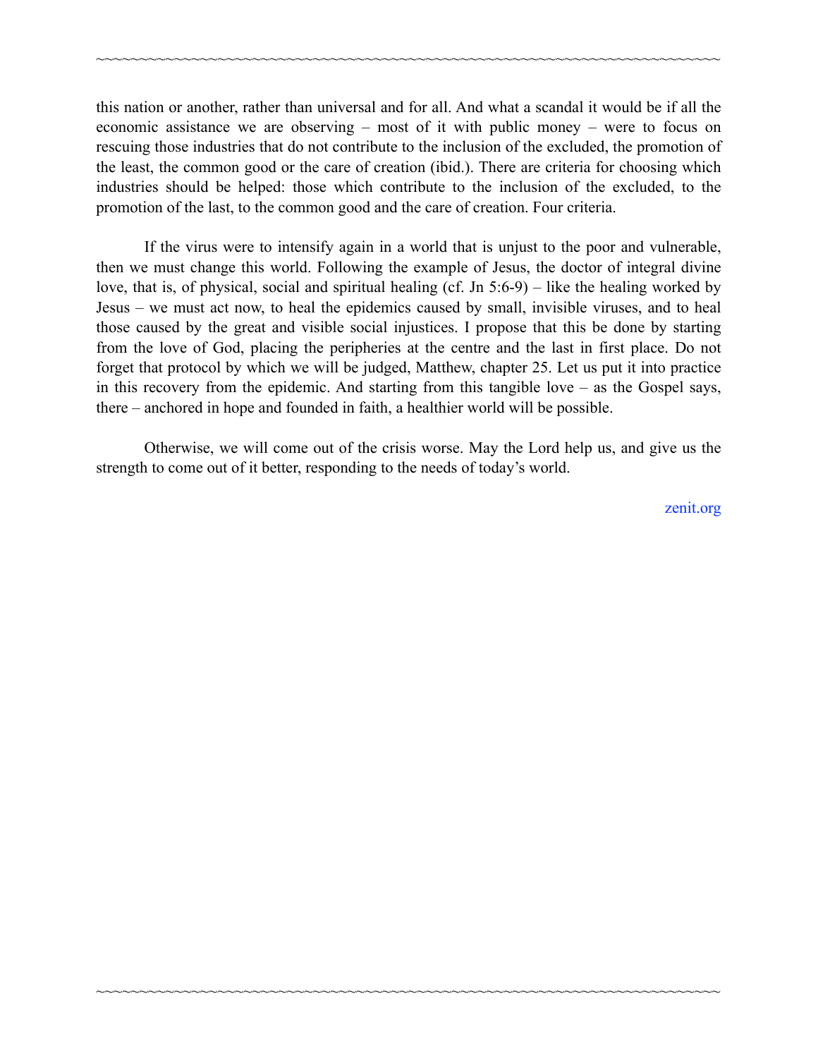this nation or another, rather than universal and for all. And what a scandal it would be if all the economic assistance we are observing – most of it with public money – were to focus on rescuing those industries that do not contribute to the inclusion of the excluded, the promotion of the least, the common good or the care of creation (ibid.). There are criteria for choosing which industries should be helped: those which contribute to the inclusion of the excluded, to the promotion of the last, to the common good and the care of creation. Four criteria.

If the virus were to intensify again in a world that is unjust to the poor and vulnerable, then we must change this world. Following the example of Jesus, the doctor of integral divine love, that is, of physical, social and spiritual healing (cf. Jn 5:6-9) – like the healing worked by Jesus – we must act now, to heal the epidemics caused by small, invisible viruses, and to heal those caused by the great and visible social injustices. I propose that this be done by starting from the love of God, placing the peripheries at the centre and the last in first place. Do not forget that protocol by which we will be judged, Matthew, chapter 25. Let us put it into practice in this recovery from the epidemic. And starting from this tangible love – as the Gospel says, there – anchored in hope and founded in faith, a healthier world will be possible.

Otherwise, we will come out of the crisis worse. May the Lord help us, and give us the strength to come out of it better, responding to the needs of today's world.

zenit.org